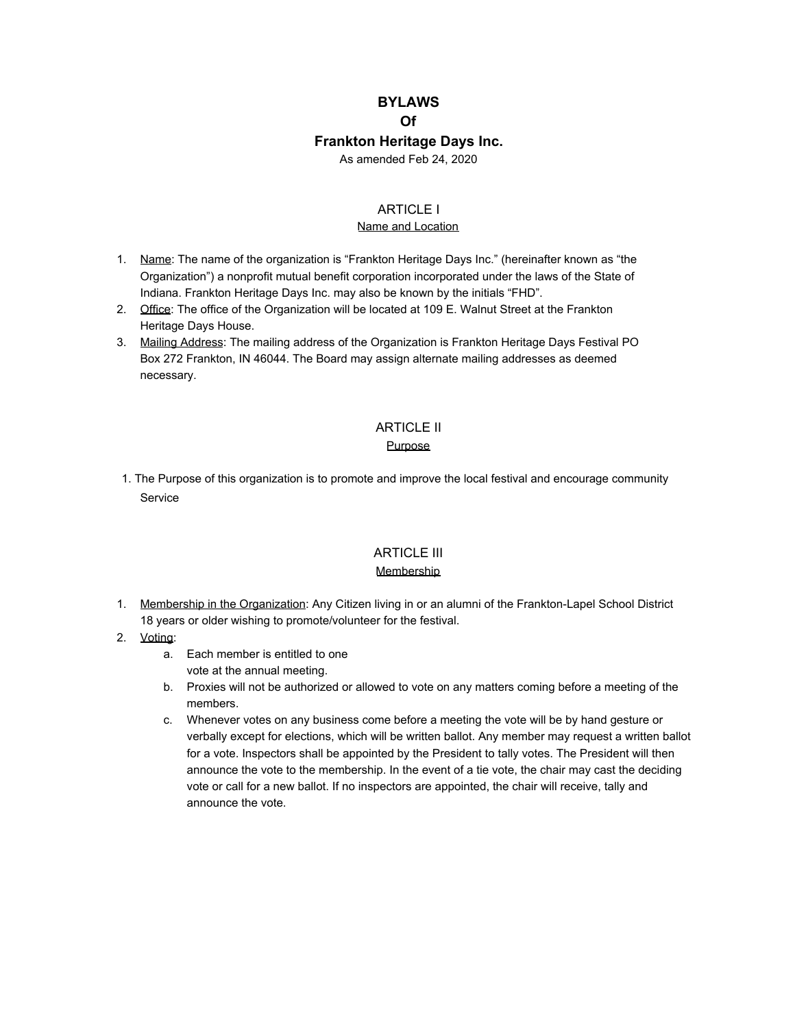# BYLAWS
# Of
# Frankton Heritage Days Inc.

As amended Feb 24, 2020

## ARTICLE I
### Name and Location

1. Name: The name of the organization is "Frankton Heritage Days Inc." (hereinafter known as "the Organization") a nonprofit mutual benefit corporation incorporated under the laws of the State of Indiana. Frankton Heritage Days Inc. may also be known by the initials "FHD".
2. Office: The office of the Organization will be located at 109 E. Walnut Street at the Frankton Heritage Days House.
3. Mailing Address: The mailing address of the Organization is Frankton Heritage Days Festival PO Box 272 Frankton, IN 46044. The Board may assign alternate mailing addresses as deemed necessary.

## ARTICLE II
### Purpose

1. The Purpose of this organization is to promote and improve the local festival and encourage community Service

## ARTICLE III
### Membership

1. Membership in the Organization: Any Citizen living in or an alumni of the Frankton-Lapel School District 18 years or older wishing to promote/volunteer for the festival.
2. Voting:
   a. Each member is entitled to one vote at the annual meeting.
   b. Proxies will not be authorized or allowed to vote on any matters coming before a meeting of the members.
   c. Whenever votes on any business come before a meeting the vote will be by hand gesture or verbally except for elections, which will be written ballot. Any member may request a written ballot for a vote. Inspectors shall be appointed by the President to tally votes. The President will then announce the vote to the membership. In the event of a tie vote, the chair may cast the deciding vote or call for a new ballot. If no inspectors are appointed, the chair will receive, tally and announce the vote.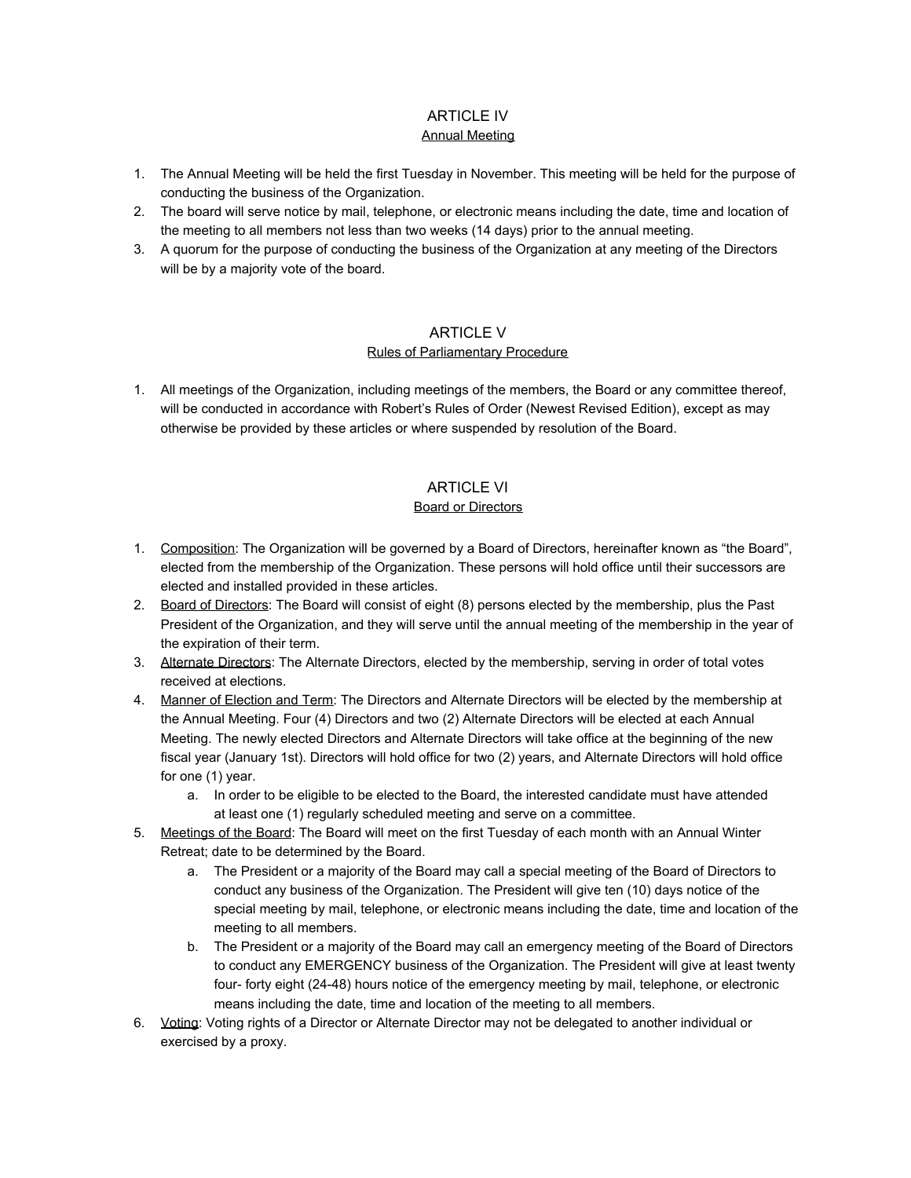# ARTICLE IV

## Annual Meeting

1. The Annual Meeting will be held the first Tuesday in November. This meeting will be held for the purpose of conducting the business of the Organization.
2. The board will serve notice by mail, telephone, or electronic means including the date, time and location of the meeting to all members not less than two weeks (14 days) prior to the annual meeting.
3. A quorum for the purpose of conducting the business of the Organization at any meeting of the Directors will be by a majority vote of the board.

# ARTICLE V

## Rules of Parliamentary Procedure

1. All meetings of the Organization, including meetings of the members, the Board or any committee thereof, will be conducted in accordance with Robert's Rules of Order (Newest Revised Edition), except as may otherwise be provided by these articles or where suspended by resolution of the Board.

# ARTICLE VI

## Board or Directors

1. Composition: The Organization will be governed by a Board of Directors, hereinafter known as "the Board", elected from the membership of the Organization. These persons will hold office until their successors are elected and installed provided in these articles.
2. Board of Directors: The Board will consist of eight (8) persons elected by the membership, plus the Past President of the Organization, and they will serve until the annual meeting of the membership in the year of the expiration of their term.
3. Alternate Directors: The Alternate Directors, elected by the membership, serving in order of total votes received at elections.
4. Manner of Election and Term: The Directors and Alternate Directors will be elected by the membership at the Annual Meeting. Four (4) Directors and two (2) Alternate Directors will be elected at each Annual Meeting. The newly elected Directors and Alternate Directors will take office at the beginning of the new fiscal year (January 1st). Directors will hold office for two (2) years, and Alternate Directors will hold office for one (1) year.
   a. In order to be eligible to be elected to the Board, the interested candidate must have attended at least one (1) regularly scheduled meeting and serve on a committee.
5. Meetings of the Board: The Board will meet on the first Tuesday of each month with an Annual Winter Retreat; date to be determined by the Board.
   a. The President or a majority of the Board may call a special meeting of the Board of Directors to conduct any business of the Organization. The President will give ten (10) days notice of the special meeting by mail, telephone, or electronic means including the date, time and location of the meeting to all members.
   b. The President or a majority of the Board may call an emergency meeting of the Board of Directors to conduct any EMERGENCY business of the Organization. The President will give at least twenty four- forty eight (24-48) hours notice of the emergency meeting by mail, telephone, or electronic means including the date, time and location of the meeting to all members.
6. Voting: Voting rights of a Director or Alternate Director may not be delegated to another individual or exercised by a proxy.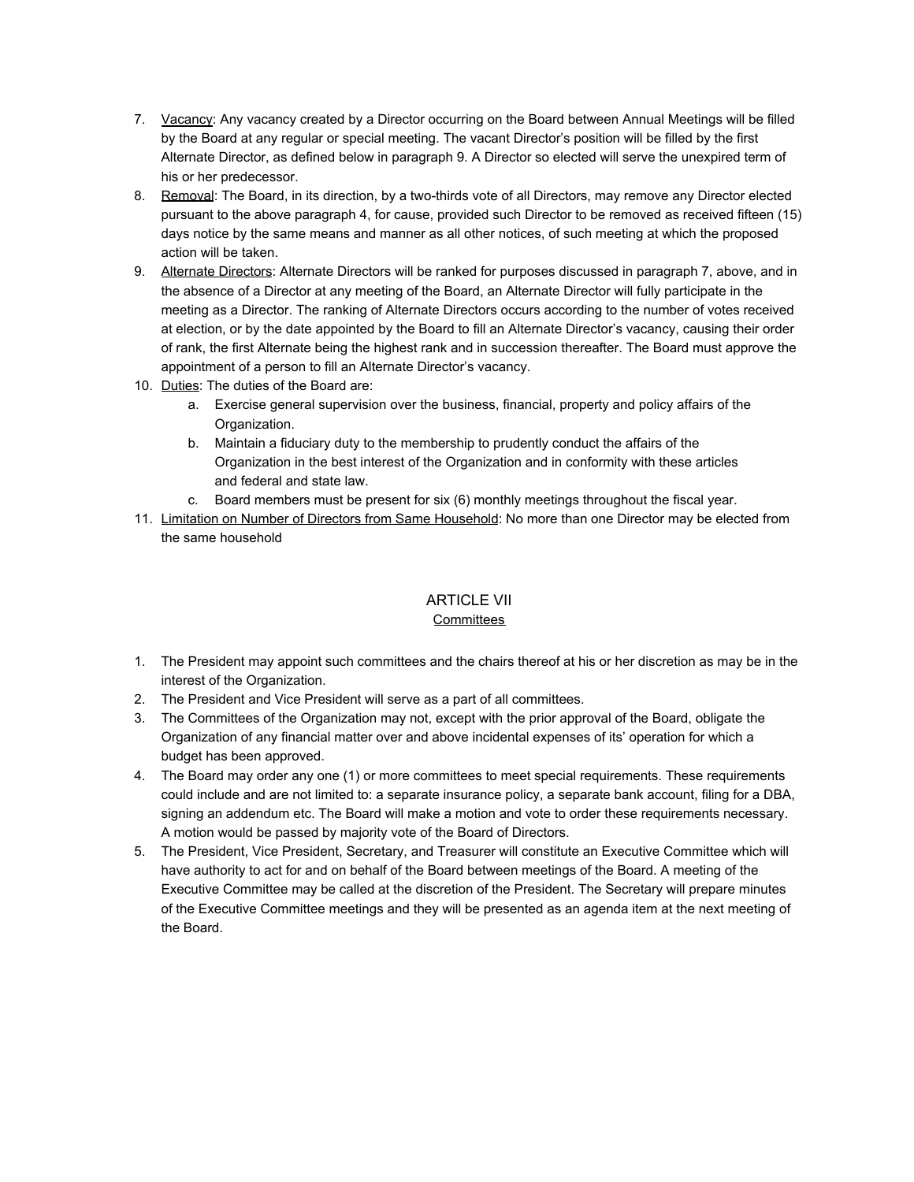7. <u>Vacancy</u>: Any vacancy created by a Director occurring on the Board between Annual Meetings will be filled by the Board at any regular or special meeting. The vacant Director's position will be filled by the first Alternate Director, as defined below in paragraph 9. A Director so elected will serve the unexpired term of his or her predecessor.
8. <u>Removal</u>: The Board, in its direction, by a two-thirds vote of all Directors, may remove any Director elected pursuant to the above paragraph 4, for cause, provided such Director to be removed as received fifteen (15) days notice by the same means and manner as all other notices, of such meeting at which the proposed action will be taken.
9. <u>Alternate Directors</u>: Alternate Directors will be ranked for purposes discussed in paragraph 7, above, and in the absence of a Director at any meeting of the Board, an Alternate Director will fully participate in the meeting as a Director. The ranking of Alternate Directors occurs according to the number of votes received at election, or by the date appointed by the Board to fill an Alternate Director's vacancy, causing their order of rank, the first Alternate being the highest rank and in succession thereafter. The Board must approve the appointment of a person to fill an Alternate Director's vacancy.
10. <u>Duties</u>: The duties of the Board are:
    a. Exercise general supervision over the business, financial, property and policy affairs of the Organization.
    b. Maintain a fiduciary duty to the membership to prudently conduct the affairs of the Organization in the best interest of the Organization and in conformity with these articles and federal and state law.
    c. Board members must be present for six (6) monthly meetings throughout the fiscal year.
11. <u>Limitation on Number of Directors from Same Household</u>: No more than one Director may be elected from the same household

## ARTICLE VII
### <u>Committees</u>

1. The President may appoint such committees and the chairs thereof at his or her discretion as may be in the interest of the Organization.
2. The President and Vice President will serve as a part of all committees.
3. The Committees of the Organization may not, except with the prior approval of the Board, obligate the Organization of any financial matter over and above incidental expenses of its' operation for which a budget has been approved.
4. The Board may order any one (1) or more committees to meet special requirements. These requirements could include and are not limited to: a separate insurance policy, a separate bank account, filing for a DBA, signing an addendum etc. The Board will make a motion and vote to order these requirements necessary. A motion would be passed by majority vote of the Board of Directors.
5. The President, Vice President, Secretary, and Treasurer will constitute an Executive Committee which will have authority to act for and on behalf of the Board between meetings of the Board. A meeting of the Executive Committee may be called at the discretion of the President. The Secretary will prepare minutes of the Executive Committee meetings and they will be presented as an agenda item at the next meeting of the Board.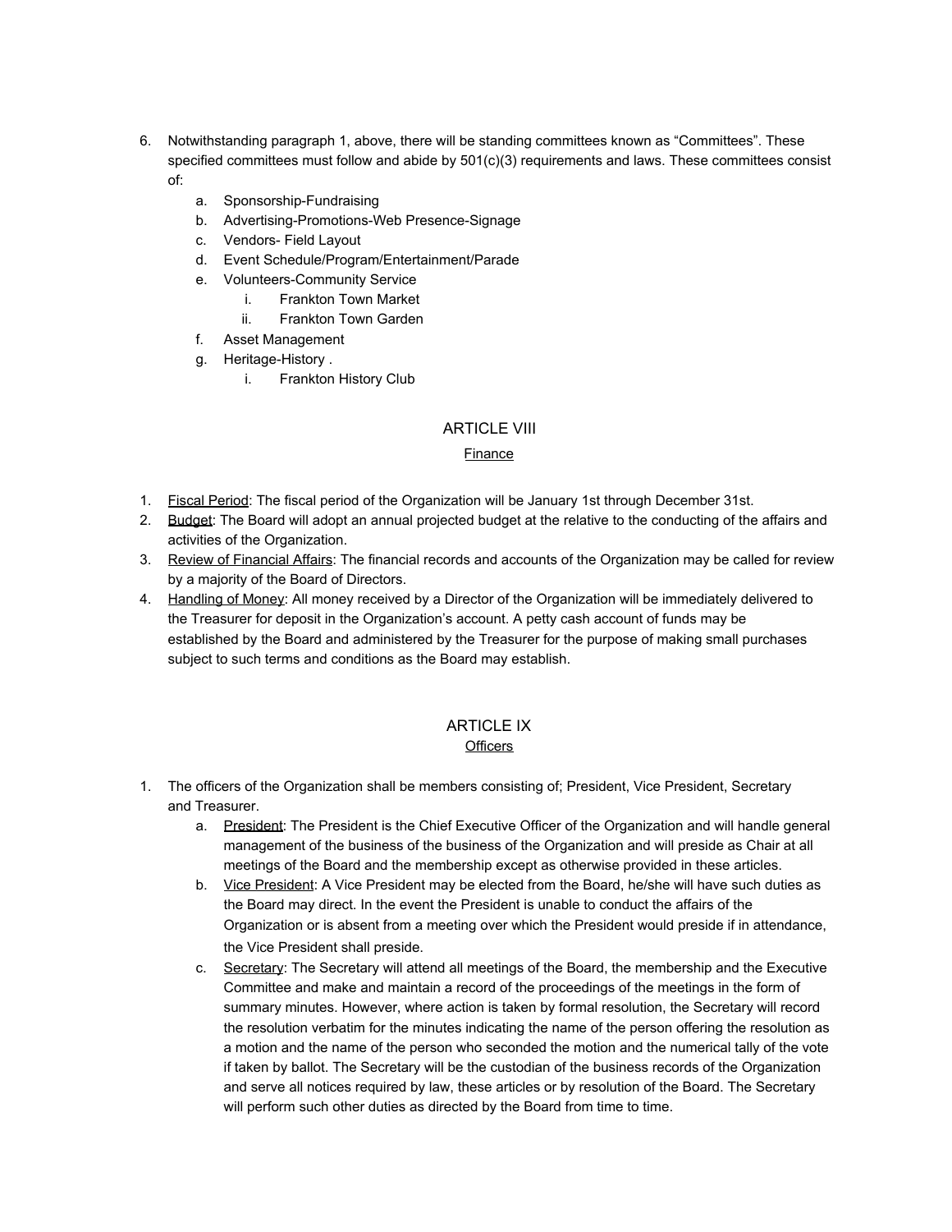6. Notwithstanding paragraph 1, above, there will be standing committees known as "Committees". These specified committees must follow and abide by 501(c)(3) requirements and laws. These committees consist of:
    a. Sponsorship-Fundraising
    b. Advertising-Promotions-Web Presence-Signage
    c. Vendors- Field Layout
    d. Event Schedule/Program/Entertainment/Parade
    e. Volunteers-Community Service
        i. Frankton Town Market
        ii. Frankton Town Garden
    f. Asset Management
    g. Heritage-History .
        i. Frankton History Club

## ARTICLE VIII

### Finance

1. Fiscal Period: The fiscal period of the Organization will be January 1st through December 31st.
2. Budget: The Board will adopt an annual projected budget at the relative to the conducting of the affairs and activities of the Organization.
3. Review of Financial Affairs: The financial records and accounts of the Organization may be called for review by a majority of the Board of Directors.
4. Handling of Money: All money received by a Director of the Organization will be immediately delivered to the Treasurer for deposit in the Organization's account. A petty cash account of funds may be established by the Board and administered by the Treasurer for the purpose of making small purchases subject to such terms and conditions as the Board may establish.

## ARTICLE IX

### Officers

1. The officers of the Organization shall be members consisting of; President, Vice President, Secretary and Treasurer.
    a. President: The President is the Chief Executive Officer of the Organization and will handle general management of the business of the business of the Organization and will preside as Chair at all meetings of the Board and the membership except as otherwise provided in these articles.
    b. Vice President: A Vice President may be elected from the Board, he/she will have such duties as the Board may direct. In the event the President is unable to conduct the affairs of the Organization or is absent from a meeting over which the President would preside if in attendance, the Vice President shall preside.
    c. Secretary: The Secretary will attend all meetings of the Board, the membership and the Executive Committee and make and maintain a record of the proceedings of the meetings in the form of summary minutes. However, where action is taken by formal resolution, the Secretary will record the resolution verbatim for the minutes indicating the name of the person offering the resolution as a motion and the name of the person who seconded the motion and the numerical tally of the vote if taken by ballot. The Secretary will be the custodian of the business records of the Organization and serve all notices required by law, these articles or by resolution of the Board. The Secretary will perform such other duties as directed by the Board from time to time.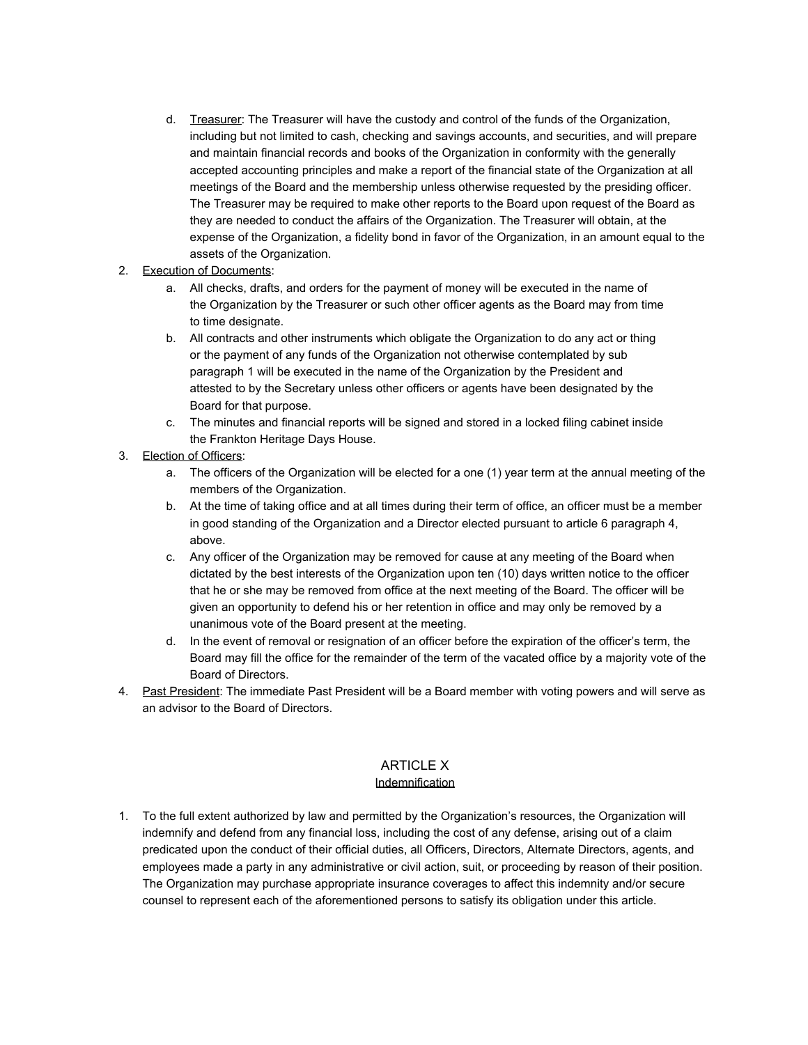d. <u>Treasurer</u>: The Treasurer will have the custody and control of the funds of the Organization, including but not limited to cash, checking and savings accounts, and securities, and will prepare and maintain financial records and books of the Organization in conformity with the generally accepted accounting principles and make a report of the financial state of the Organization at all meetings of the Board and the membership unless otherwise requested by the presiding officer. The Treasurer may be required to make other reports to the Board upon request of the Board as they are needed to conduct the affairs of the Organization. The Treasurer will obtain, at the expense of the Organization, a fidelity bond in favor of the Organization, in an amount equal to the assets of the Organization.

2. <u>Execution of Documents</u>:
   a. All checks, drafts, and orders for the payment of money will be executed in the name of the Organization by the Treasurer or such other officer agents as the Board may from time to time designate.
   b. All contracts and other instruments which obligate the Organization to do any act or thing or the payment of any funds of the Organization not otherwise contemplated by sub paragraph 1 will be executed in the name of the Organization by the President and attested to by the Secretary unless other officers or agents have been designated by the Board for that purpose.
   c. The minutes and financial reports will be signed and stored in a locked filing cabinet inside the Frankton Heritage Days House.
3. <u>Election of Officers</u>:
   a. The officers of the Organization will be elected for a one (1) year term at the annual meeting of the members of the Organization.
   b. At the time of taking office and at all times during their term of office, an officer must be a member in good standing of the Organization and a Director elected pursuant to article 6 paragraph 4, above.
   c. Any officer of the Organization may be removed for cause at any meeting of the Board when dictated by the best interests of the Organization upon ten (10) days written notice to the officer that he or she may be removed from office at the next meeting of the Board. The officer will be given an opportunity to defend his or her retention in office and may only be removed by a unanimous vote of the Board present at the meeting.
   d. In the event of removal or resignation of an officer before the expiration of the officer's term, the Board may fill the office for the remainder of the term of the vacated office by a majority vote of the Board of Directors.
4. <u>Past President</u>: The immediate Past President will be a Board member with voting powers and will serve as an advisor to the Board of Directors.

## ARTICLE X
### <u>Indemnification</u>

1. To the full extent authorized by law and permitted by the Organization's resources, the Organization will indemnify and defend from any financial loss, including the cost of any defense, arising out of a claim predicated upon the conduct of their official duties, all Officers, Directors, Alternate Directors, agents, and employees made a party in any administrative or civil action, suit, or proceeding by reason of their position. The Organization may purchase appropriate insurance coverages to affect this indemnity and/or secure counsel to represent each of the aforementioned persons to satisfy its obligation under this article.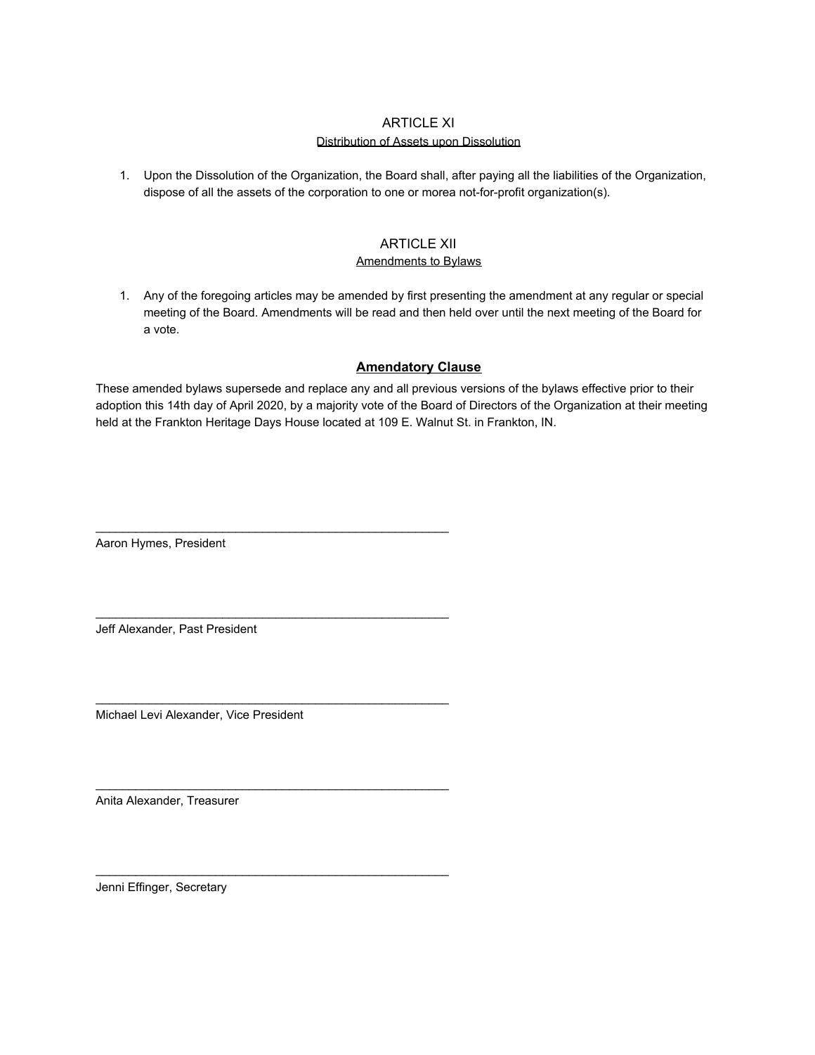## ARTICLE XI

Distribution of Assets upon Dissolution

1. Upon the Dissolution of the Organization, the Board shall, after paying all the liabilities of the Organization, dispose of all the assets of the corporation to one or morea not-for-profit organization(s).

## ARTICLE XII

Amendments to Bylaws

1. Any of the foregoing articles may be amended by first presenting the amendment at any regular or special meeting of the Board. Amendments will be read and then held over until the next meeting of the Board for a vote.

### Amendatory Clause

These amended bylaws supersede and replace any and all previous versions of the bylaws effective prior to their adoption this 14th day of April 2020, by a majority vote of the Board of Directors of the Organization at their meeting held at the Frankton Heritage Days House located at 109 E. Walnut St. in Frankton, IN.

\_\_\_\_\_\_\_\_\_\_\_\_\_\_\_\_\_\_\_\_\_\_\_\_\_\_\_\_\_\_\_\_\_\_\_\_\_\_\_\_\_\_\_\_\_\_\_\_\_\_\_\_

Aaron Hymes, President

\_\_\_\_\_\_\_\_\_\_\_\_\_\_\_\_\_\_\_\_\_\_\_\_\_\_\_\_\_\_\_\_\_\_\_\_\_\_\_\_\_\_\_\_\_\_\_\_\_\_\_\_

Jeff Alexander, Past President

\_\_\_\_\_\_\_\_\_\_\_\_\_\_\_\_\_\_\_\_\_\_\_\_\_\_\_\_\_\_\_\_\_\_\_\_\_\_\_\_\_\_\_\_\_\_\_\_\_\_\_\_

Michael Levi Alexander, Vice President

\_\_\_\_\_\_\_\_\_\_\_\_\_\_\_\_\_\_\_\_\_\_\_\_\_\_\_\_\_\_\_\_\_\_\_\_\_\_\_\_\_\_\_\_\_\_\_\_\_\_\_\_

Anita Alexander, Treasurer

\_\_\_\_\_\_\_\_\_\_\_\_\_\_\_\_\_\_\_\_\_\_\_\_\_\_\_\_\_\_\_\_\_\_\_\_\_\_\_\_\_\_\_\_\_\_\_\_\_\_\_\_

Jenni Effinger, Secretary